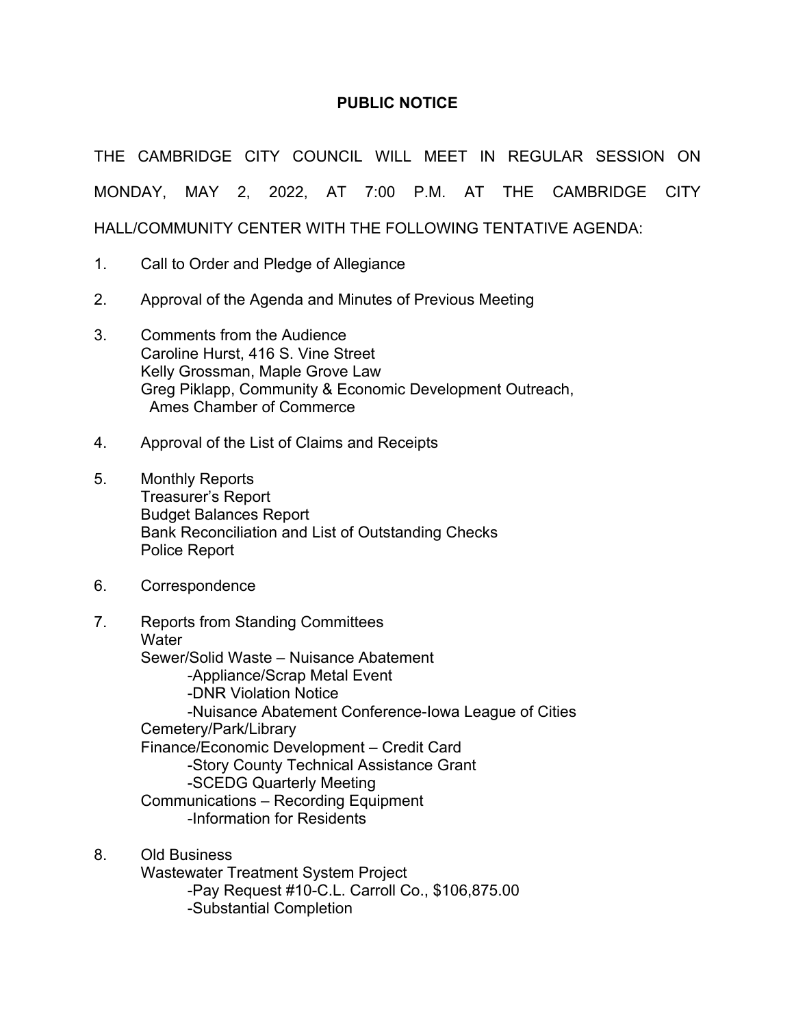# PUBLIC NOTICE

THE CAMBRIDGE CITY COUNCIL WILL MEET IN REGULAR SESSION ON MONDAY, MAY 2, 2022, AT 7:00 P.M. AT THE CAMBRIDGE CITY HALL/COMMUNITY CENTER WITH THE FOLLOWING TENTATIVE AGENDA:

1. Call to Order and Pledge of Allegiance

2. Approval of the Agenda and Minutes of Previous Meeting

3. Comments from the Audience
   Caroline Hurst, 416 S. Vine Street
   Kelly Grossman, Maple Grove Law
   Greg Piklapp, Community & Economic Development Outreach, Ames Chamber of Commerce

4. Approval of the List of Claims and Receipts

5. Monthly Reports
   Treasurer's Report
   Budget Balances Report
   Bank Reconciliation and List of Outstanding Checks
   Police Report

6. Correspondence

7. Reports from Standing Committees
   Water
   Sewer/Solid Waste – Nuisance Abatement
      -Appliance/Scrap Metal Event
      -DNR Violation Notice
      -Nuisance Abatement Conference-Iowa League of Cities
   Cemetery/Park/Library
   Finance/Economic Development – Credit Card
      -Story County Technical Assistance Grant
      -SCEDG Quarterly Meeting
   Communications – Recording Equipment
      -Information for Residents

8. Old Business
   Wastewater Treatment System Project
      -Pay Request #10-C.L. Carroll Co., $106,875.00
      -Substantial Completion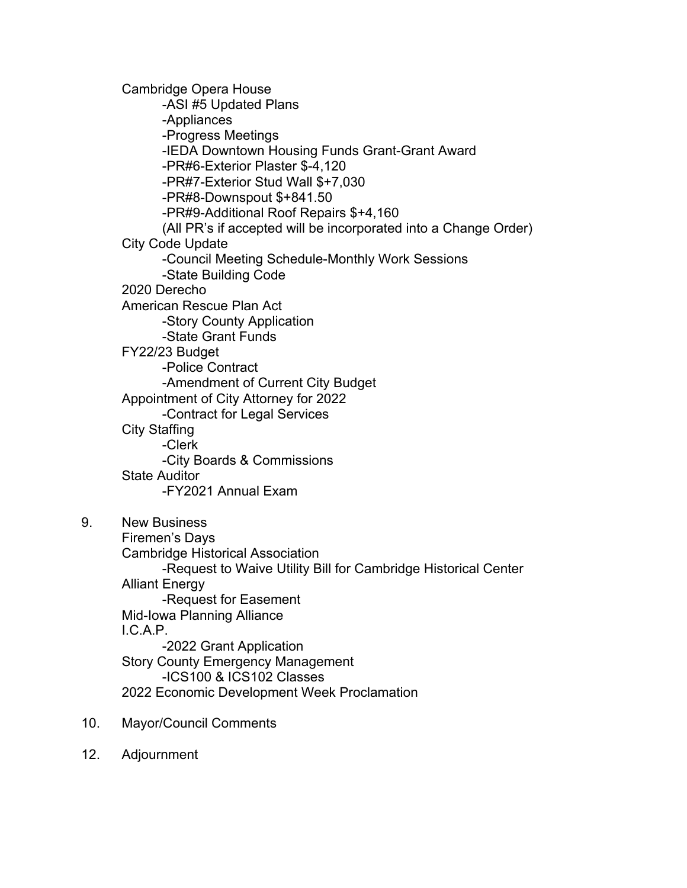Cambridge Opera House
- -ASI #5 Updated Plans
- -Appliances
- -Progress Meetings
- -IEDA Downtown Housing Funds Grant-Grant Award
- -PR#6-Exterior Plaster $-4,120
- -PR#7-Exterior Stud Wall $+7,030
- -PR#8-Downspout $+841.50
- -PR#9-Additional Roof Repairs $+4,160
- (All PR's if accepted will be incorporated into a Change Order)

City Code Update
- -Council Meeting Schedule-Monthly Work Sessions
- -State Building Code

2020 Derecho

American Rescue Plan Act
- -Story County Application
- -State Grant Funds

FY22/23 Budget
- -Police Contract
- -Amendment of Current City Budget

Appointment of City Attorney for 2022
- -Contract for Legal Services

City Staffing
- -Clerk
- -City Boards & Commissions

State Auditor
- -FY2021 Annual Exam

9. New Business

Firemen's Days

Cambridge Historical Association
- -Request to Waive Utility Bill for Cambridge Historical Center

Alliant Energy
- -Request for Easement

Mid-Iowa Planning Alliance

I.C.A.P.
- -2022 Grant Application

Story County Emergency Management
- -ICS100 & ICS102 Classes

2022 Economic Development Week Proclamation

10. Mayor/Council Comments

12. Adjournment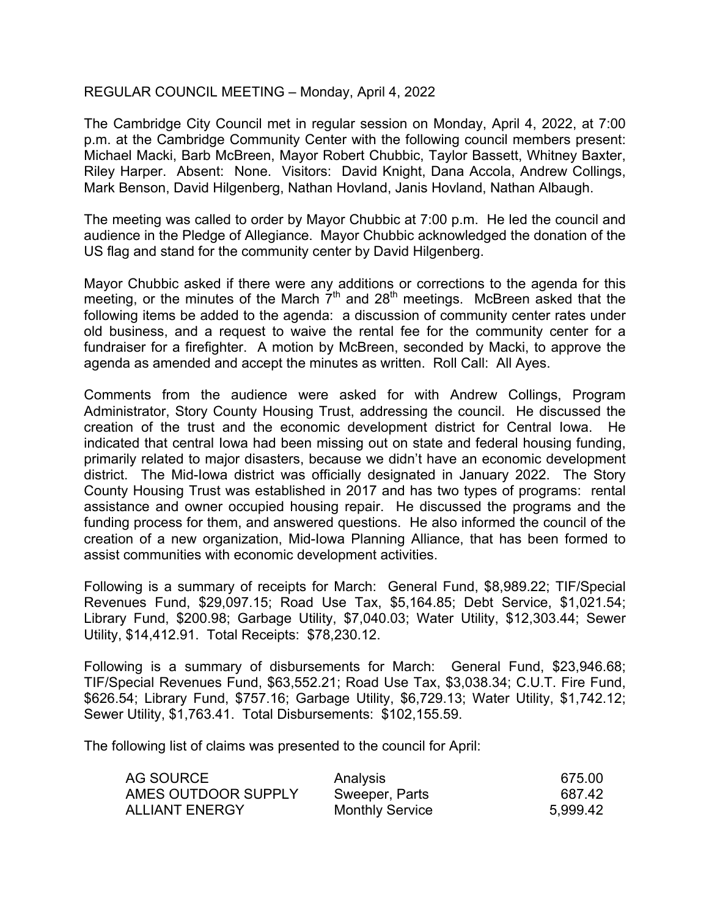REGULAR COUNCIL MEETING – Monday, April 4, 2022

The Cambridge City Council met in regular session on Monday, April 4, 2022, at 7:00 p.m. at the Cambridge Community Center with the following council members present: Michael Macki, Barb McBreen, Mayor Robert Chubbic, Taylor Bassett, Whitney Baxter, Riley Harper. Absent: None. Visitors: David Knight, Dana Accola, Andrew Collings, Mark Benson, David Hilgenberg, Nathan Hovland, Janis Hovland, Nathan Albaugh.

The meeting was called to order by Mayor Chubbic at 7:00 p.m. He led the council and audience in the Pledge of Allegiance. Mayor Chubbic acknowledged the donation of the US flag and stand for the community center by David Hilgenberg.

Mayor Chubbic asked if there were any additions or corrections to the agenda for this meeting, or the minutes of the March 7th and 28th meetings. McBreen asked that the following items be added to the agenda: a discussion of community center rates under old business, and a request to waive the rental fee for the community center for a fundraiser for a firefighter. A motion by McBreen, seconded by Macki, to approve the agenda as amended and accept the minutes as written. Roll Call: All Ayes.

Comments from the audience were asked for with Andrew Collings, Program Administrator, Story County Housing Trust, addressing the council. He discussed the creation of the trust and the economic development district for Central Iowa. He indicated that central Iowa had been missing out on state and federal housing funding, primarily related to major disasters, because we didn't have an economic development district. The Mid-Iowa district was officially designated in January 2022. The Story County Housing Trust was established in 2017 and has two types of programs: rental assistance and owner occupied housing repair. He discussed the programs and the funding process for them, and answered questions. He also informed the council of the creation of a new organization, Mid-Iowa Planning Alliance, that has been formed to assist communities with economic development activities.

Following is a summary of receipts for March: General Fund, $8,989.22; TIF/Special Revenues Fund, $29,097.15; Road Use Tax, $5,164.85; Debt Service, $1,021.54; Library Fund, $200.98; Garbage Utility, $7,040.03; Water Utility, $12,303.44; Sewer Utility, $14,412.91. Total Receipts: $78,230.12.

Following is a summary of disbursements for March: General Fund, $23,946.68; TIF/Special Revenues Fund, $63,552.21; Road Use Tax, $3,038.34; C.U.T. Fire Fund, $626.54; Library Fund, $757.16; Garbage Utility, $6,729.13; Water Utility, $1,742.12; Sewer Utility, $1,763.41. Total Disbursements: $102,155.59.

The following list of claims was presented to the council for April:

| | | |
|---|---|---|
| AG SOURCE | Analysis | 675.00 |
| AMES OUTDOOR SUPPLY | Sweeper, Parts | 687.42 |
| ALLIANT ENERGY | Monthly Service | 5,999.42 |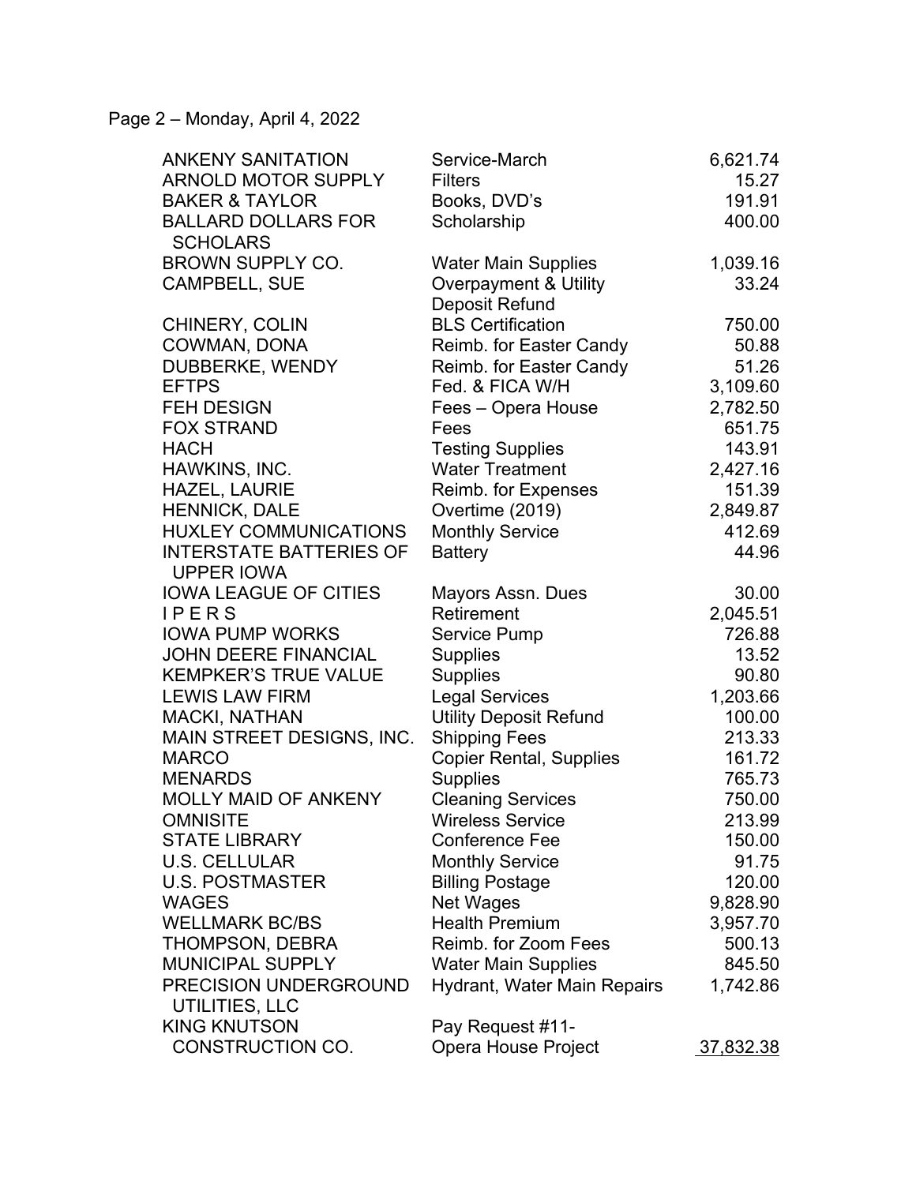Page 2 – Monday, April 4, 2022

| | | |
|---|---|---|
| ANKENY SANITATION | Service-March | 6,621.74 |
| ARNOLD MOTOR SUPPLY | Filters | 15.27 |
| BAKER & TAYLOR | Books, DVD's | 191.91 |
| BALLARD DOLLARS FOR SCHOLARS | Scholarship | 400.00 |
| BROWN SUPPLY CO. | Water Main Supplies | 1,039.16 |
| CAMPBELL, SUE | Overpayment & Utility Deposit Refund | 33.24 |
| CHINERY, COLIN | BLS Certification | 750.00 |
| COWMAN, DONA | Reimb. for Easter Candy | 50.88 |
| DUBBERKE, WENDY | Reimb. for Easter Candy | 51.26 |
| EFTPS | Fed. & FICA W/H | 3,109.60 |
| FEH DESIGN | Fees – Opera House | 2,782.50 |
| FOX STRAND | Fees | 651.75 |
| HACH | Testing Supplies | 143.91 |
| HAWKINS, INC. | Water Treatment | 2,427.16 |
| HAZEL, LAURIE | Reimb. for Expenses | 151.39 |
| HENNICK, DALE | Overtime (2019) | 2,849.87 |
| HUXLEY COMMUNICATIONS | Monthly Service | 412.69 |
| INTERSTATE BATTERIES OF UPPER IOWA | Battery | 44.96 |
| IOWA LEAGUE OF CITIES | Mayors Assn. Dues | 30.00 |
| I P E R S | Retirement | 2,045.51 |
| IOWA PUMP WORKS | Service Pump | 726.88 |
| JOHN DEERE FINANCIAL | Supplies | 13.52 |
| KEMPKER'S TRUE VALUE | Supplies | 90.80 |
| LEWIS LAW FIRM | Legal Services | 1,203.66 |
| MACKI, NATHAN | Utility Deposit Refund | 100.00 |
| MAIN STREET DESIGNS, INC. | Shipping Fees | 213.33 |
| MARCO | Copier Rental, Supplies | 161.72 |
| MENARDS | Supplies | 765.73 |
| MOLLY MAID OF ANKENY | Cleaning Services | 750.00 |
| OMNISITE | Wireless Service | 213.99 |
| STATE LIBRARY | Conference Fee | 150.00 |
| U.S. CELLULAR | Monthly Service | 91.75 |
| U.S. POSTMASTER | Billing Postage | 120.00 |
| WAGES | Net Wages | 9,828.90 |
| WELLMARK BC/BS | Health Premium | 3,957.70 |
| THOMPSON, DEBRA | Reimb. for Zoom Fees | 500.13 |
| MUNICIPAL SUPPLY | Water Main Supplies | 845.50 |
| PRECISION UNDERGROUND UTILITIES, LLC | Hydrant, Water Main Repairs | 1,742.86 |
| KING KNUTSON CONSTRUCTION CO. | Pay Request #11- Opera House Project | 37,832.38 |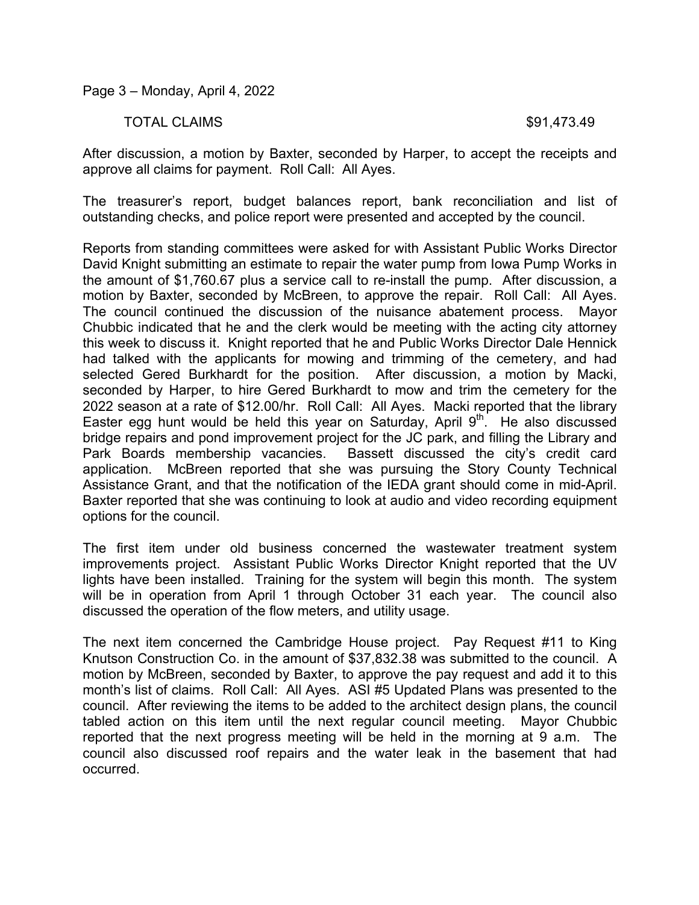Page 3 – Monday, April 4, 2022

TOTAL CLAIMS $91,473.49

After discussion, a motion by Baxter, seconded by Harper, to accept the receipts and approve all claims for payment. Roll Call: All Ayes.

The treasurer's report, budget balances report, bank reconciliation and list of outstanding checks, and police report were presented and accepted by the council.

Reports from standing committees were asked for with Assistant Public Works Director David Knight submitting an estimate to repair the water pump from Iowa Pump Works in the amount of $1,760.67 plus a service call to re-install the pump. After discussion, a motion by Baxter, seconded by McBreen, to approve the repair. Roll Call: All Ayes. The council continued the discussion of the nuisance abatement process. Mayor Chubbic indicated that he and the clerk would be meeting with the acting city attorney this week to discuss it. Knight reported that he and Public Works Director Dale Hennick had talked with the applicants for mowing and trimming of the cemetery, and had selected Gered Burkhardt for the position. After discussion, a motion by Macki, seconded by Harper, to hire Gered Burkhardt to mow and trim the cemetery for the 2022 season at a rate of $12.00/hr. Roll Call: All Ayes. Macki reported that the library Easter egg hunt would be held this year on Saturday, April 9th. He also discussed bridge repairs and pond improvement project for the JC park, and filling the Library and Park Boards membership vacancies. Bassett discussed the city's credit card application. McBreen reported that she was pursuing the Story County Technical Assistance Grant, and that the notification of the IEDA grant should come in mid-April. Baxter reported that she was continuing to look at audio and video recording equipment options for the council.

The first item under old business concerned the wastewater treatment system improvements project. Assistant Public Works Director Knight reported that the UV lights have been installed. Training for the system will begin this month. The system will be in operation from April 1 through October 31 each year. The council also discussed the operation of the flow meters, and utility usage.

The next item concerned the Cambridge House project. Pay Request #11 to King Knutson Construction Co. in the amount of $37,832.38 was submitted to the council. A motion by McBreen, seconded by Baxter, to approve the pay request and add it to this month's list of claims. Roll Call: All Ayes. ASI #5 Updated Plans was presented to the council. After reviewing the items to be added to the architect design plans, the council tabled action on this item until the next regular council meeting. Mayor Chubbic reported that the next progress meeting will be held in the morning at 9 a.m. The council also discussed roof repairs and the water leak in the basement that had occurred.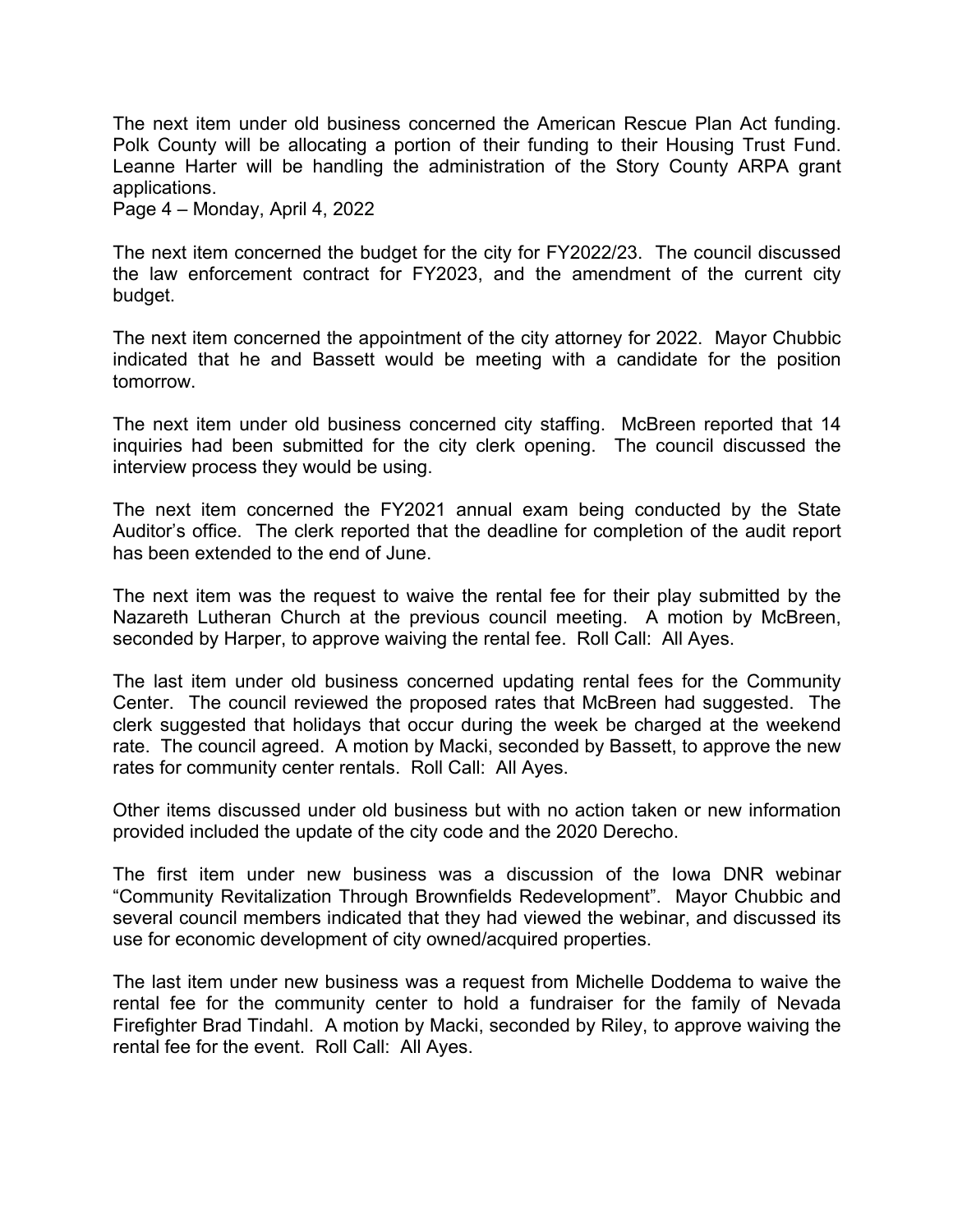The next item under old business concerned the American Rescue Plan Act funding. Polk County will be allocating a portion of their funding to their Housing Trust Fund. Leanne Harter will be handling the administration of the Story County ARPA grant applications.

The next item concerned the budget for the city for FY2022/23. The council discussed the law enforcement contract for FY2023, and the amendment of the current city budget.

The next item concerned the appointment of the city attorney for 2022. Mayor Chubbic indicated that he and Bassett would be meeting with a candidate for the position tomorrow.

The next item under old business concerned city staffing. McBreen reported that 14 inquiries had been submitted for the city clerk opening. The council discussed the interview process they would be using.

The next item concerned the FY2021 annual exam being conducted by the State Auditor's office. The clerk reported that the deadline for completion of the audit report has been extended to the end of June.

The next item was the request to waive the rental fee for their play submitted by the Nazareth Lutheran Church at the previous council meeting. A motion by McBreen, seconded by Harper, to approve waiving the rental fee. Roll Call: All Ayes.

The last item under old business concerned updating rental fees for the Community Center. The council reviewed the proposed rates that McBreen had suggested. The clerk suggested that holidays that occur during the week be charged at the weekend rate. The council agreed. A motion by Macki, seconded by Bassett, to approve the new rates for community center rentals. Roll Call: All Ayes.

Other items discussed under old business but with no action taken or new information provided included the update of the city code and the 2020 Derecho.

The first item under new business was a discussion of the Iowa DNR webinar "Community Revitalization Through Brownfields Redevelopment". Mayor Chubbic and several council members indicated that they had viewed the webinar, and discussed its use for economic development of city owned/acquired properties.

The last item under new business was a request from Michelle Doddema to waive the rental fee for the community center to hold a fundraiser for the family of Nevada Firefighter Brad Tindahl. A motion by Macki, seconded by Riley, to approve waiving the rental fee for the event. Roll Call: All Ayes.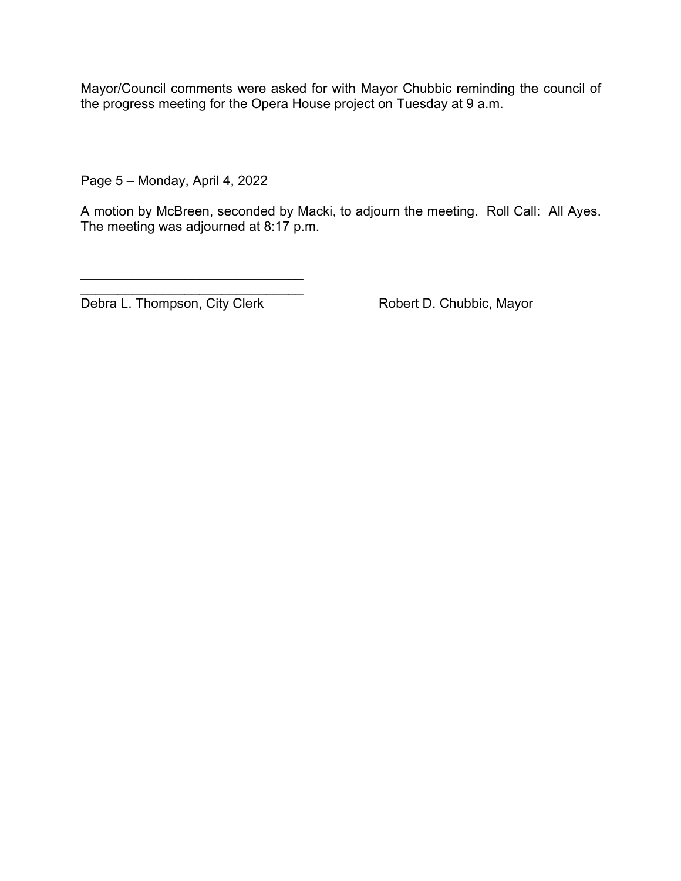Mayor/Council comments were asked for with Mayor Chubbic reminding the council of the progress meeting for the Opera House project on Tuesday at 9 a.m.

A motion by McBreen, seconded by Macki, to adjourn the meeting. Roll Call: All Ayes. The meeting was adjourned at 8:17 p.m.

______________________________

______________________________

Debra L. Thompson, City Clerk

Robert D. Chubbic, Mayor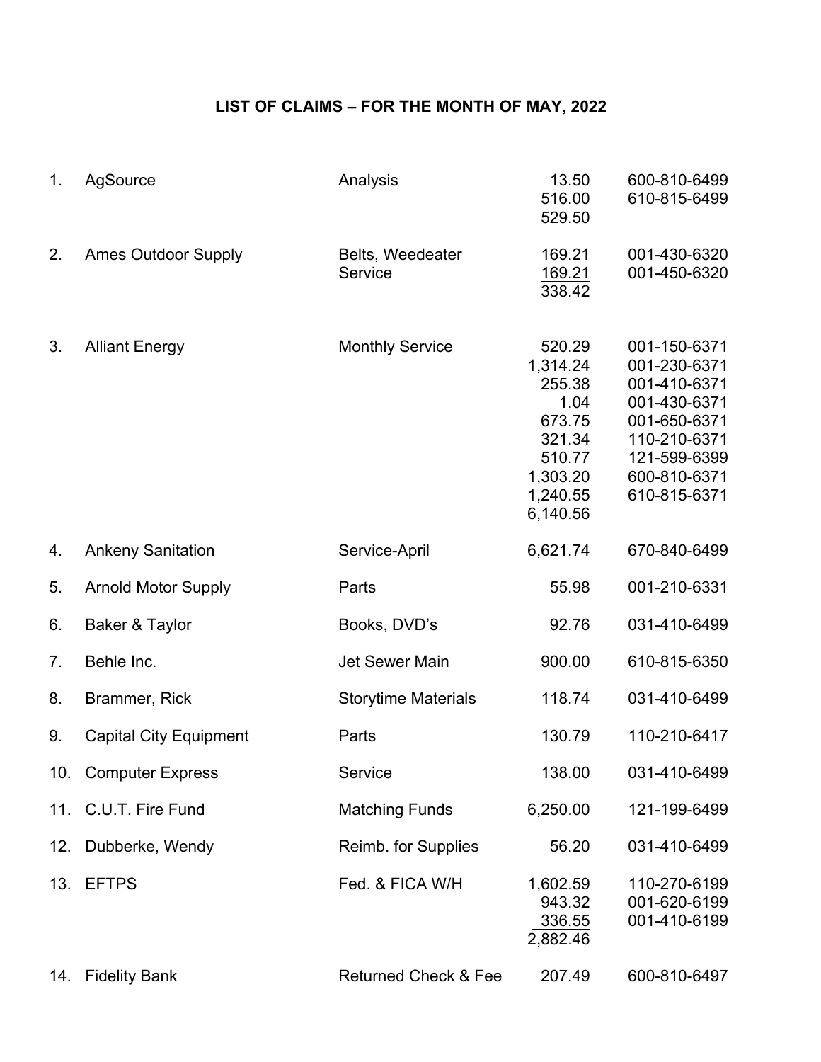# LIST OF CLAIMS – FOR THE MONTH OF MAY, 2022

| | | | | |
|---|---|---|---|---|
| 1. | AgSource | Analysis | 13.50 | 600-810-6499 |
| | | | 516.00 | 610-815-6499 |
| | | | 529.50 | |
| 2. | Ames Outdoor Supply | Belts, Weedeater Service | 169.21 | 001-430-6320 |
| | | | 169.21 | 001-450-6320 |
| | | | 338.42 | |
| 3. | Alliant Energy | Monthly Service | 520.29 | 001-150-6371 |
| | | | 1,314.24 | 001-230-6371 |
| | | | 255.38 | 001-410-6371 |
| | | | 1.04 | 001-430-6371 |
| | | | 673.75 | 001-650-6371 |
| | | | 321.34 | 110-210-6371 |
| | | | 510.77 | 121-599-6399 |
| | | | 1,303.20 | 600-810-6371 |
| | | | 1,240.55 | 610-815-6371 |
| | | | 6,140.56 | |
| 4. | Ankeny Sanitation | Service-April | 6,621.74 | 670-840-6499 |
| 5. | Arnold Motor Supply | Parts | 55.98 | 001-210-6331 |
| 6. | Baker & Taylor | Books, DVD's | 92.76 | 031-410-6499 |
| 7. | Behle Inc. | Jet Sewer Main | 900.00 | 610-815-6350 |
| 8. | Brammer, Rick | Storytime Materials | 118.74 | 031-410-6499 |
| 9. | Capital City Equipment | Parts | 130.79 | 110-210-6417 |
| 10. | Computer Express | Service | 138.00 | 031-410-6499 |
| 11. | C.U.T. Fire Fund | Matching Funds | 6,250.00 | 121-199-6499 |
| 12. | Dubberke, Wendy | Reimb. for Supplies | 56.20 | 031-410-6499 |
| 13. | EFTPS | Fed. & FICA W/H | 1,602.59 | 110-270-6199 |
| | | | 943.32 | 001-620-6199 |
| | | | 336.55 | 001-410-6199 |
| | | | 2,882.46 | |
| 14. | Fidelity Bank | Returned Check & Fee | 207.49 | 600-810-6497 |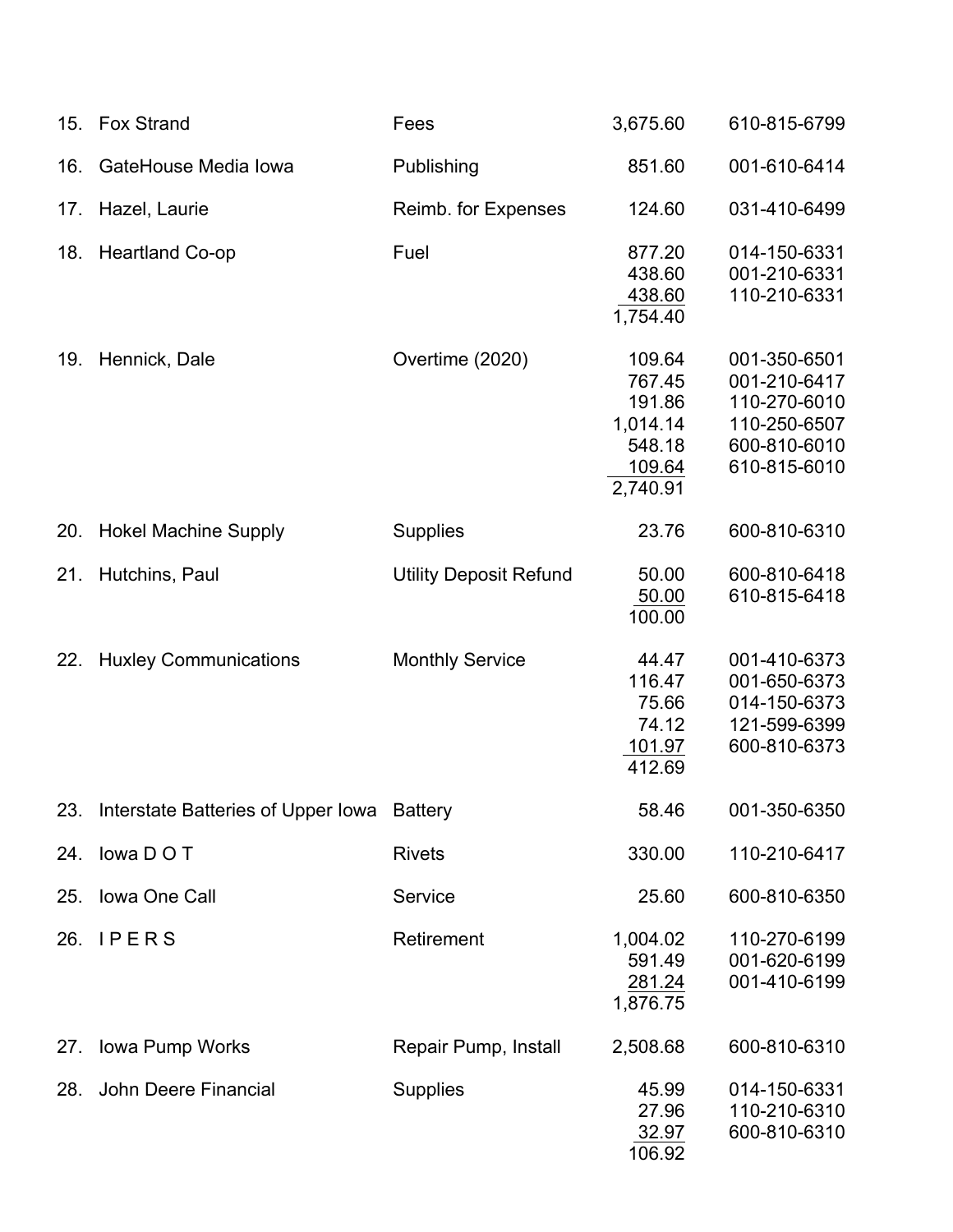| | | | | |
|---|---|---|---|---|
| 15. | Fox Strand | Fees | 3,675.60 | 610-815-6799 |
| 16. | GateHouse Media Iowa | Publishing | 851.60 | 001-610-6414 |
| 17. | Hazel, Laurie | Reimb. for Expenses | 124.60 | 031-410-6499 |
| 18. | Heartland Co-op | Fuel | 877.20 | 014-150-6331 |
| | | | 438.60 | 001-210-6331 |
| | | | 438.60 | 110-210-6331 |
| | | | 1,754.40 | |
| 19. | Hennick, Dale | Overtime (2020) | 109.64 | 001-350-6501 |
| | | | 767.45 | 001-210-6417 |
| | | | 191.86 | 110-270-6010 |
| | | | 1,014.14 | 110-250-6507 |
| | | | 548.18 | 600-810-6010 |
| | | | 109.64 | 610-815-6010 |
| | | | 2,740.91 | |
| 20. | Hokel Machine Supply | Supplies | 23.76 | 600-810-6310 |
| 21. | Hutchins, Paul | Utility Deposit Refund | 50.00 | 600-810-6418 |
| | | | 50.00 | 610-815-6418 |
| | | | 100.00 | |
| 22. | Huxley Communications | Monthly Service | 44.47 | 001-410-6373 |
| | | | 116.47 | 001-650-6373 |
| | | | 75.66 | 014-150-6373 |
| | | | 74.12 | 121-599-6399 |
| | | | 101.97 | 600-810-6373 |
| | | | 412.69 | |
| 23. | Interstate Batteries of Upper Iowa | Battery | 58.46 | 001-350-6350 |
| 24. | Iowa D O T | Rivets | 330.00 | 110-210-6417 |
| 25. | Iowa One Call | Service | 25.60 | 600-810-6350 |
| 26. | I P E R S | Retirement | 1,004.02 | 110-270-6199 |
| | | | 591.49 | 001-620-6199 |
| | | | 281.24 | 001-410-6199 |
| | | | 1,876.75 | |
| 27. | Iowa Pump Works | Repair Pump, Install | 2,508.68 | 600-810-6310 |
| 28. | John Deere Financial | Supplies | 45.99 | 014-150-6331 |
| | | | 27.96 | 110-210-6310 |
| | | | 32.97 | 600-810-6310 |
| | | | 106.92 | |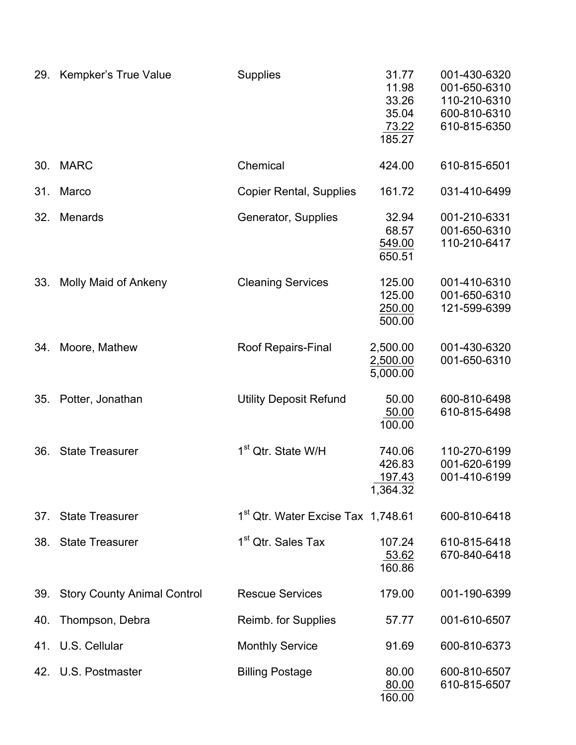| | | | | |
|---|---|---|---|---|
| 29. | Kempker's True Value | Supplies | 31.77 | 001-430-6320 |
| | | | 11.98 | 001-650-6310 |
| | | | 33.26 | 110-210-6310 |
| | | | 35.04 | 600-810-6310 |
| | | | 73.22 | 610-815-6350 |
| | | | 185.27 | |
| 30. | MARC | Chemical | 424.00 | 610-815-6501 |
| 31. | Marco | Copier Rental, Supplies | 161.72 | 031-410-6499 |
| 32. | Menards | Generator, Supplies | 32.94 | 001-210-6331 |
| | | | 68.57 | 001-650-6310 |
| | | | 549.00 | 110-210-6417 |
| | | | 650.51 | |
| 33. | Molly Maid of Ankeny | Cleaning Services | 125.00 | 001-410-6310 |
| | | | 125.00 | 001-650-6310 |
| | | | 250.00 | 121-599-6399 |
| | | | 500.00 | |
| 34. | Moore, Mathew | Roof Repairs-Final | 2,500.00 | 001-430-6320 |
| | | | 2,500.00 | 001-650-6310 |
| | | | 5,000.00 | |
| 35. | Potter, Jonathan | Utility Deposit Refund | 50.00 | 600-810-6498 |
| | | | 50.00 | 610-815-6498 |
| | | | 100.00 | |
| 36. | State Treasurer | 1st Qtr. State W/H | 740.06 | 110-270-6199 |
| | | | 426.83 | 001-620-6199 |
| | | | 197.43 | 001-410-6199 |
| | | | 1,364.32 | |
| 37. | State Treasurer | 1st Qtr. Water Excise Tax | 1,748.61 | 600-810-6418 |
| 38. | State Treasurer | 1st Qtr. Sales Tax | 107.24 | 610-815-6418 |
| | | | 53.62 | 670-840-6418 |
| | | | 160.86 | |
| 39. | Story County Animal Control | Rescue Services | 179.00 | 001-190-6399 |
| 40. | Thompson, Debra | Reimb. for Supplies | 57.77 | 001-610-6507 |
| 41. | U.S. Cellular | Monthly Service | 91.69 | 600-810-6373 |
| 42. | U.S. Postmaster | Billing Postage | 80.00 | 600-810-6507 |
| | | | 80.00 | 610-815-6507 |
| | | | 160.00 | |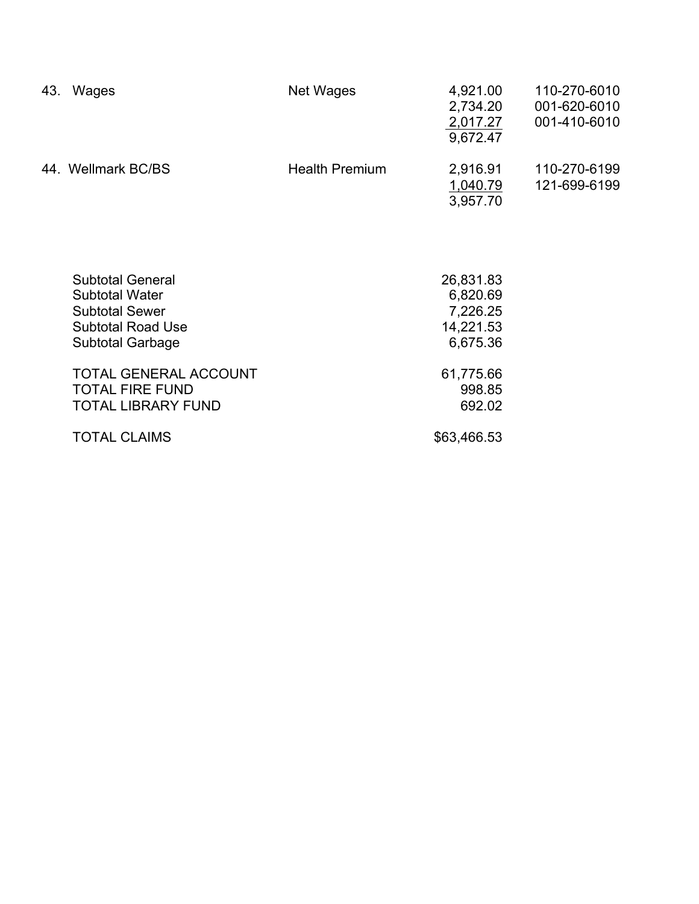| | | | |
|---|---|---|---|
| 43. Wages | Net Wages | 4,921.00 | 110-270-6010 |
| | | 2,734.20 | 001-620-6010 |
| | | 2,017.27 | 001-410-6010 |
| | | 9,672.47 | |
| 44. Wellmark BC/BS | Health Premium | 2,916.91 | 110-270-6199 |
| | | 1,040.79 | 121-699-6199 |
| | | 3,957.70 | |

| | |
|---|---|
| Subtotal General | 26,831.83 |
| Subtotal Water | 6,820.69 |
| Subtotal Sewer | 7,226.25 |
| Subtotal Road Use | 14,221.53 |
| Subtotal Garbage | 6,675.36 |
| TOTAL GENERAL ACCOUNT | 61,775.66 |
| TOTAL FIRE FUND | 998.85 |
| TOTAL LIBRARY FUND | 692.02 |
| TOTAL CLAIMS | $63,466.53 |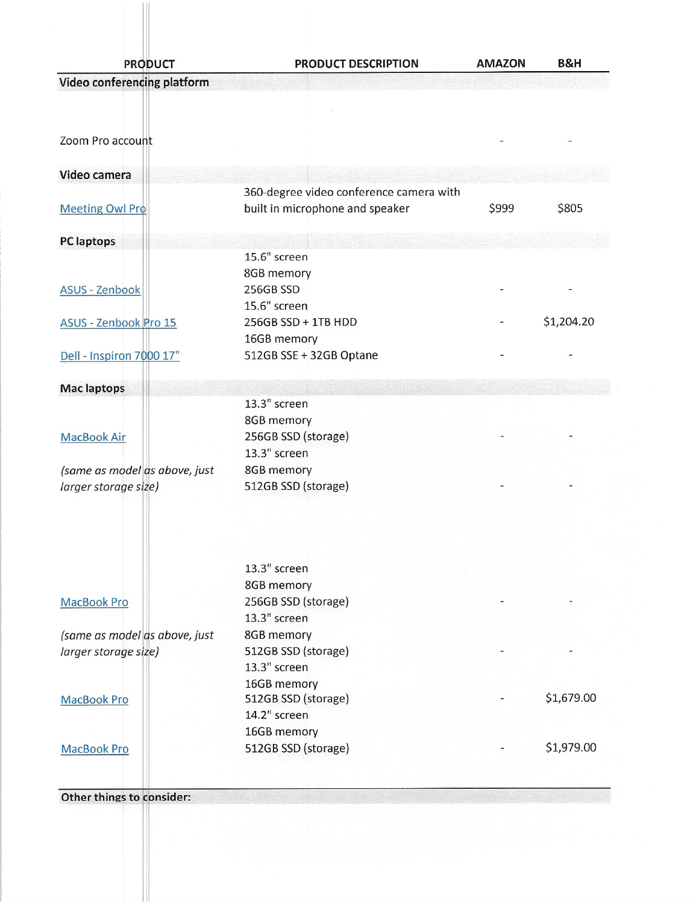| PRODUCT | PRODUCT DESCRIPTION | AMAZON | B&H |
|---|---|---|---|
| **Video conferencing platform** | | | |
| Zoom Pro account | | - | - |
| **Video camera** | | | |
| Meeting Owl Pro | 360-degree video conference camera with built in microphone and speaker | $999 | $805 |
| **PC laptops** | | | |
| ASUS - Zenbook | 15.6" screen<br>8GB memory<br>256GB SSD | - | - |
| ASUS - Zenbook Pro 15 | 15.6" screen<br>256GB SSD + 1TB HDD | - | $1,204.20 |
| Dell - Inspiron 7000 17" | 16GB memory<br>512GB SSE + 32GB Optane | - | - |
| **Mac laptops** | | | |
| MacBook Air | 13.3" screen<br>8GB memory<br>256GB SSD (storage) | - | - |
| *(same as model as above, just larger storage size)* | 13.3" screen<br>8GB memory<br>512GB SSD (storage) | - | - |
| MacBook Pro | 13.3" screen<br>8GB memory<br>256GB SSD (storage) | - | - |
| *(same as model as above, just larger storage size)* | 13.3" screen<br>8GB memory<br>512GB SSD (storage) | - | - |
| MacBook Pro | 13.3" screen<br>16GB memory<br>512GB SSD (storage) | - | $1,679.00 |
| MacBook Pro | 14.2" screen<br>16GB memory<br>512GB SSD (storage) | - | $1,979.00 |

**Other things to consider:**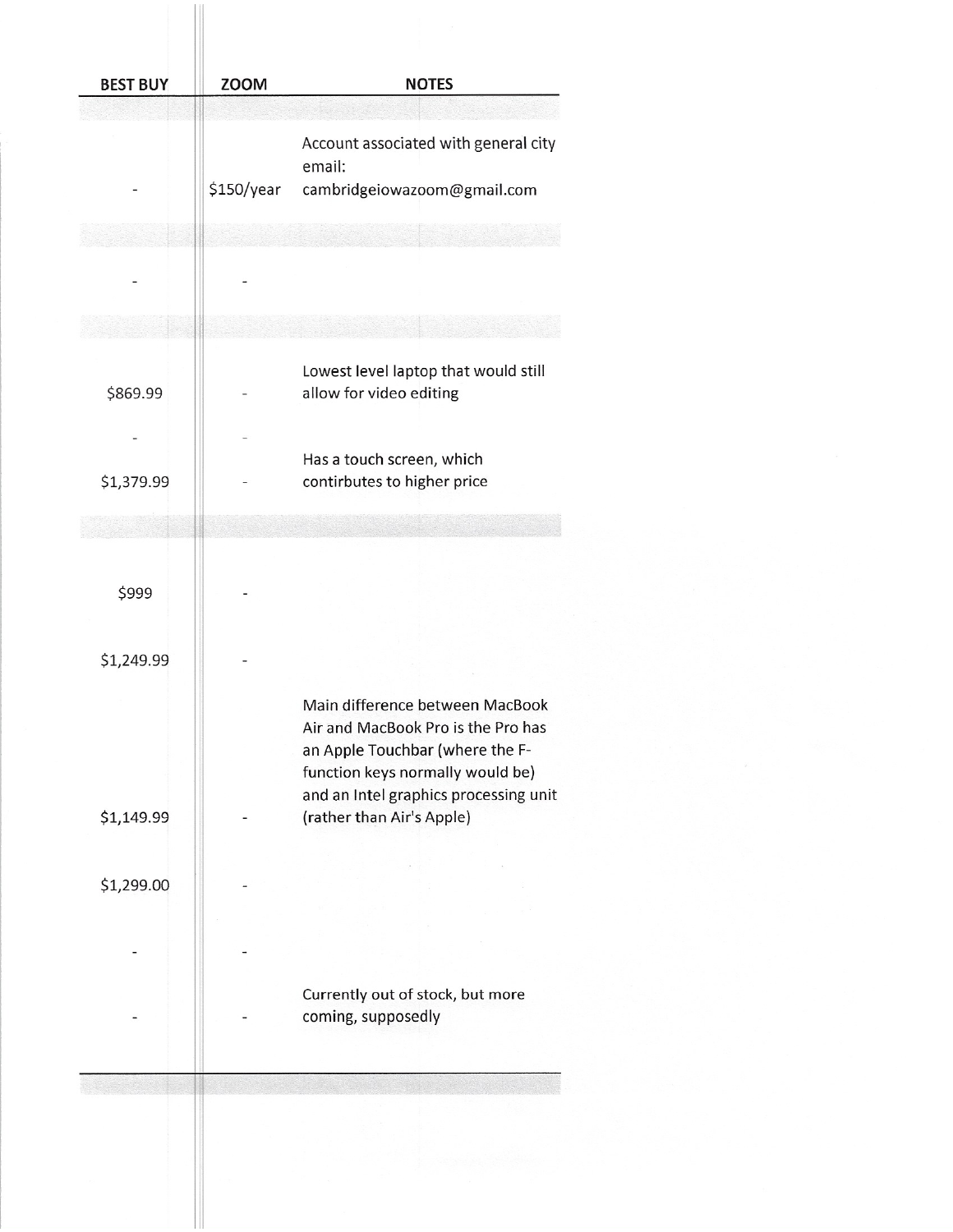| BEST BUY | ZOOM | NOTES |
|---|---|---|
| | | |
| - | $150/year | Account associated with general city email: cambridgeiowazoom@gmail.com |
| | | |
| - | - | |
| | | |
| $869.99 | - | Lowest level laptop that would still allow for video editing |
| - | - | |
| $1,379.99 | - | Has a touch screen, which contirbutes to higher price |
| | | |
| $999 | - | |
| $1,249.99 | - | |
| $1,149.99 | - | Main difference between MacBook Air and MacBook Pro is the Pro has an Apple Touchbar (where the F-function keys normally would be) and an Intel graphics processing unit (rather than Air's Apple) |
| $1,299.00 | - | |
| - | - | |
| - | - | Currently out of stock, but more coming, supposedly |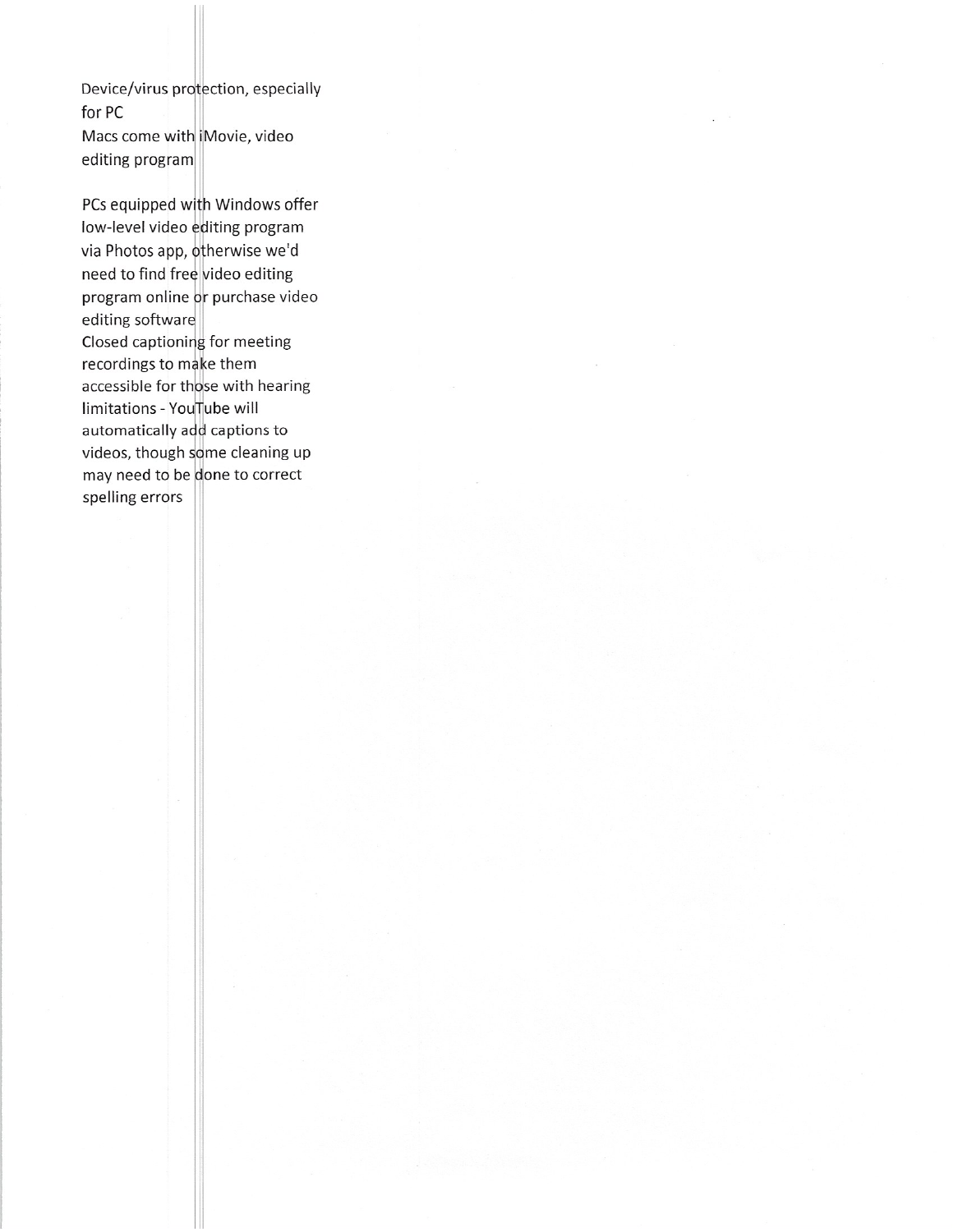Device/virus protection, especially for PC

Macs come with iMovie, video editing program

PCs equipped with Windows offer low-level video editing program via Photos app, otherwise we'd need to find free video editing program online or purchase video editing software

Closed captioning for meeting recordings to make them accessible for those with hearing limitations - YouTube will automatically add captions to videos, though some cleaning up may need to be done to correct spelling errors